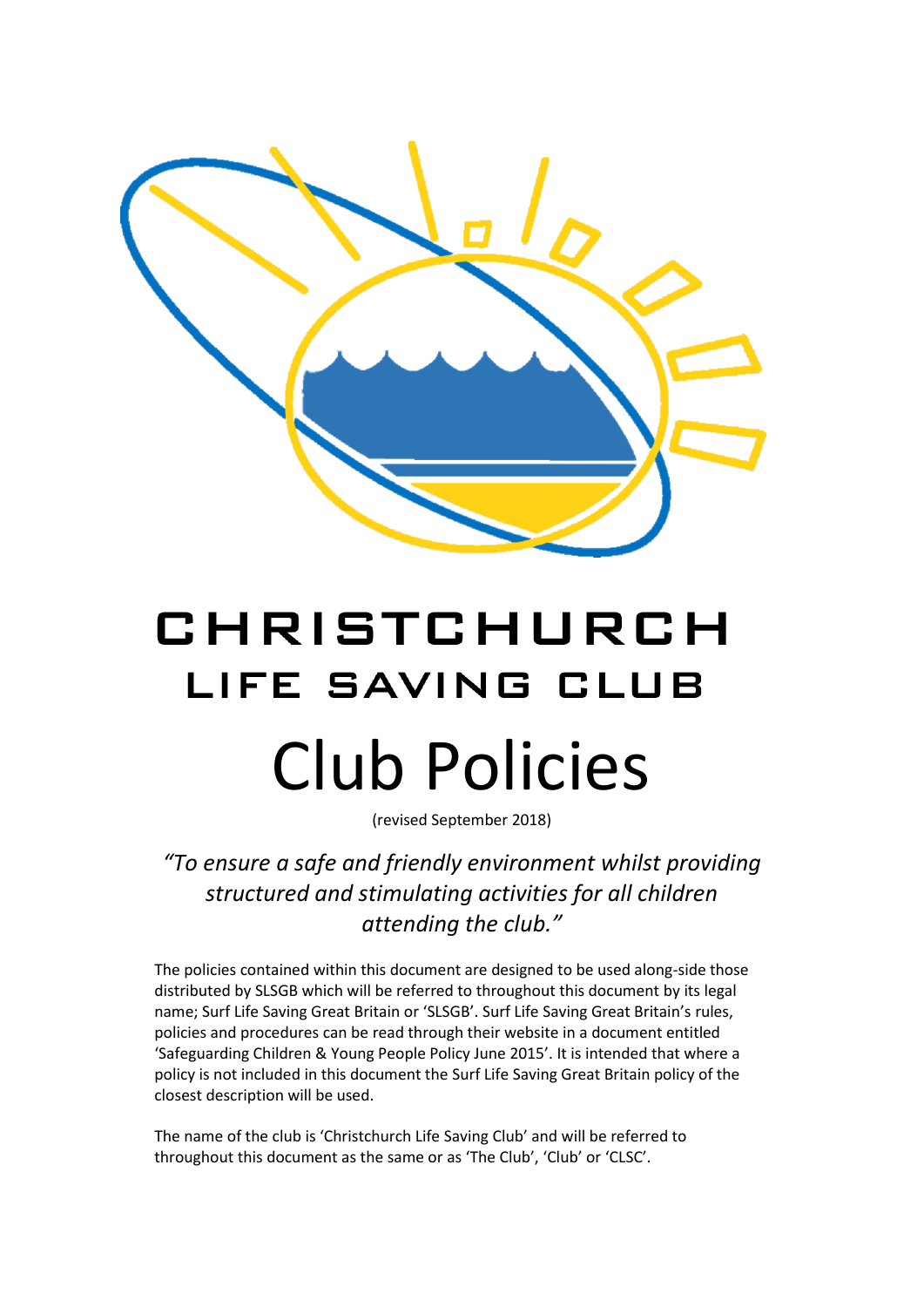# CHRISTCHURCH

## LIFE SAVING CLUB

# Club Policies

(revised September 2018)

*"To ensure a safe and friendly environment whilst providing structured and stimulating activities for all children attending the club."*

The policies contained within this document are designed to be used along-side those distributed by SLSGB which will be referred to throughout this document by its legal name; Surf Life Saving Great Britain or 'SLSGB'. Surf Life Saving Great Britain's rules, policies and procedures can be read through their website in a document entitled 'Safeguarding Children & Young People Policy June 2015'. It is intended that where a policy is not included in this document the Surf Life Saving Great Britain policy of the closest description will be used.

The name of the club is 'Christchurch Life Saving Club' and will be referred to throughout this document as the same or as 'The Club', 'Club' or 'CLSC'.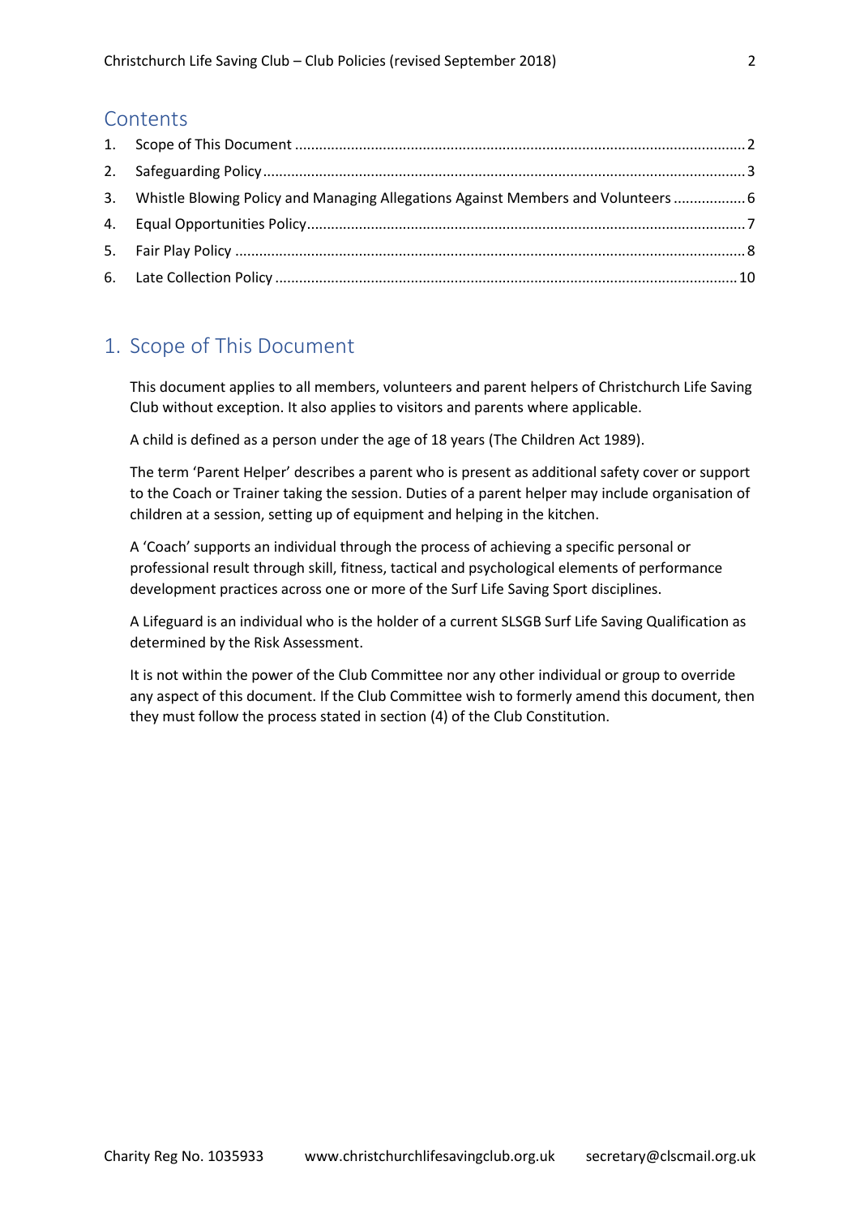## Contents

1. Scope of This Document ........................................................................................................ 2
2. Safeguarding Policy ............................................................................................................... 3
3. Whistle Blowing Policy and Managing Allegations Against Members and Volunteers .................. 6
4. Equal Opportunities Policy..................................................................................................... 7
5. Fair Play Policy ...................................................................................................................... 8
6. Late Collection Policy ........................................................................................................... 10

## 1. Scope of This Document

This document applies to all members, volunteers and parent helpers of Christchurch Life Saving Club without exception. It also applies to visitors and parents where applicable.

A child is defined as a person under the age of 18 years (The Children Act 1989).

The term 'Parent Helper' describes a parent who is present as additional safety cover or support to the Coach or Trainer taking the session. Duties of a parent helper may include organisation of children at a session, setting up of equipment and helping in the kitchen.

A 'Coach' supports an individual through the process of achieving a specific personal or professional result through skill, fitness, tactical and psychological elements of performance development practices across one or more of the Surf Life Saving Sport disciplines.

A Lifeguard is an individual who is the holder of a current SLSGB Surf Life Saving Qualification as determined by the Risk Assessment.

It is not within the power of the Club Committee nor any other individual or group to override any aspect of this document. If the Club Committee wish to formerly amend this document, then they must follow the process stated in section (4) of the Club Constitution.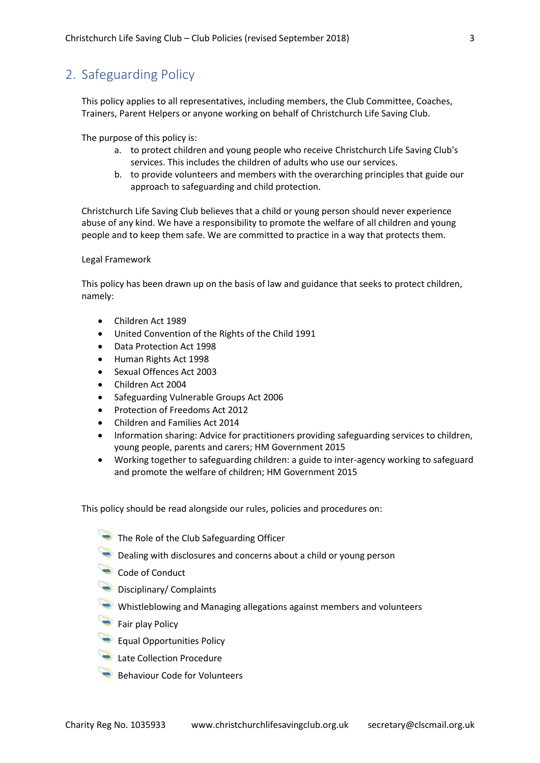## 2. Safeguarding Policy

This policy applies to all representatives, including members, the Club Committee, Coaches, Trainers, Parent Helpers or anyone working on behalf of Christchurch Life Saving Club.

The purpose of this policy is:

a. to protect children and young people who receive Christchurch Life Saving Club's services. This includes the children of adults who use our services.
b. to provide volunteers and members with the overarching principles that guide our approach to safeguarding and child protection.

Christchurch Life Saving Club believes that a child or young person should never experience abuse of any kind. We have a responsibility to promote the welfare of all children and young people and to keep them safe. We are committed to practice in a way that protects them.

Legal Framework

This policy has been drawn up on the basis of law and guidance that seeks to protect children, namely:

- Children Act 1989
- United Convention of the Rights of the Child 1991
- Data Protection Act 1998
- Human Rights Act 1998
- Sexual Offences Act 2003
- Children Act 2004
- Safeguarding Vulnerable Groups Act 2006
- Protection of Freedoms Act 2012
- Children and Families Act 2014
- Information sharing: Advice for practitioners providing safeguarding services to children, young people, parents and carers; HM Government 2015
- Working together to safeguarding children: a guide to inter-agency working to safeguard and promote the welfare of children; HM Government 2015

This policy should be read alongside our rules, policies and procedures on:

- The Role of the Club Safeguarding Officer
- Dealing with disclosures and concerns about a child or young person
- Code of Conduct
- Disciplinary/ Complaints
- Whistleblowing and Managing allegations against members and volunteers
- Fair play Policy
- Equal Opportunities Policy
- Late Collection Procedure
- Behaviour Code for Volunteers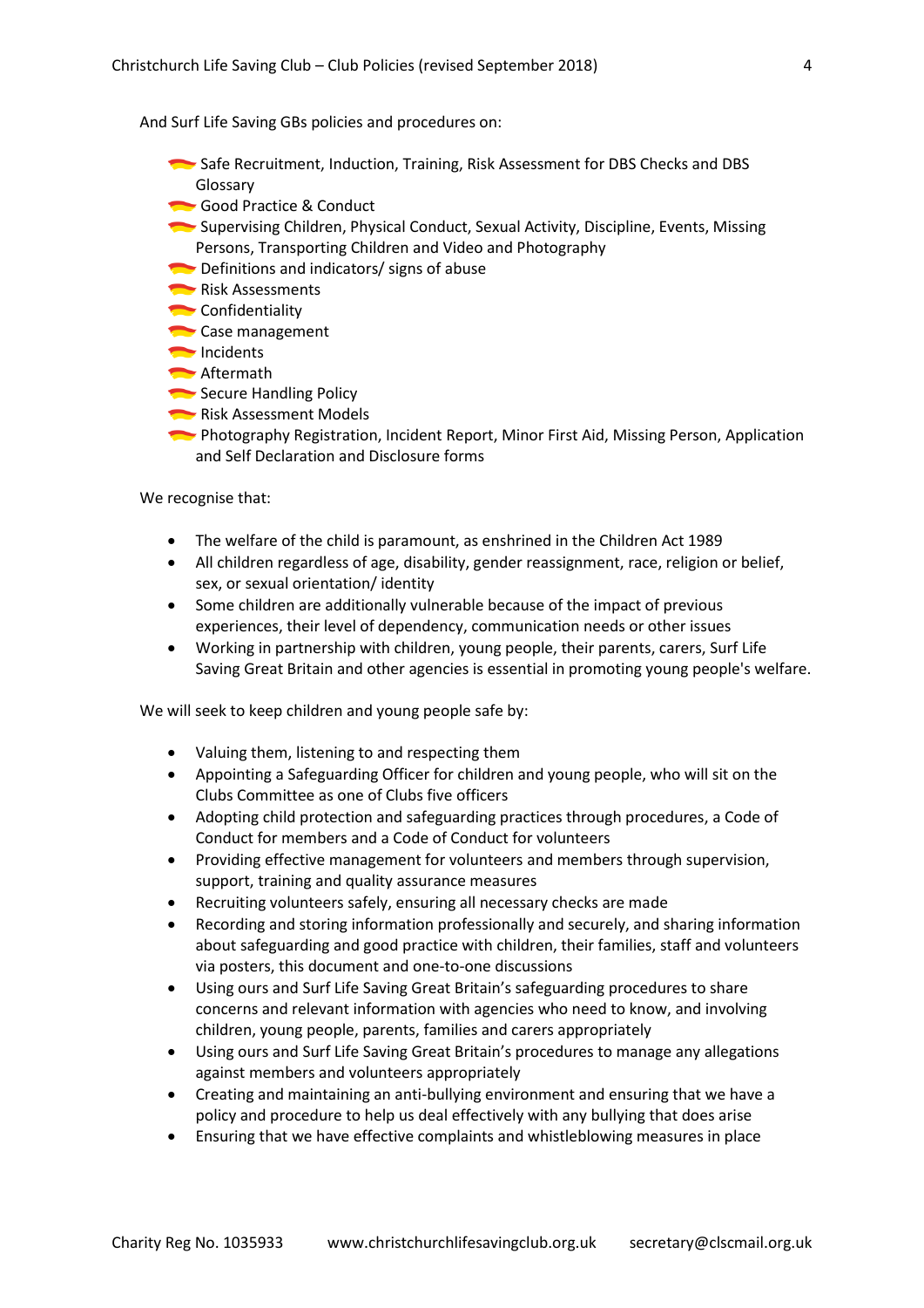And Surf Life Saving GBs policies and procedures on:

- Safe Recruitment, Induction, Training, Risk Assessment for DBS Checks and DBS Glossary
- Good Practice & Conduct
- Supervising Children, Physical Conduct, Sexual Activity, Discipline, Events, Missing Persons, Transporting Children and Video and Photography
- Definitions and indicators/ signs of abuse
- Risk Assessments
- Confidentiality
- Case management
- Incidents
- Aftermath
- Secure Handling Policy
- Risk Assessment Models
- Photography Registration, Incident Report, Minor First Aid, Missing Person, Application and Self Declaration and Disclosure forms

We recognise that:

- The welfare of the child is paramount, as enshrined in the Children Act 1989
- All children regardless of age, disability, gender reassignment, race, religion or belief, sex, or sexual orientation/ identity
- Some children are additionally vulnerable because of the impact of previous experiences, their level of dependency, communication needs or other issues
- Working in partnership with children, young people, their parents, carers, Surf Life Saving Great Britain and other agencies is essential in promoting young people's welfare.

We will seek to keep children and young people safe by:

- Valuing them, listening to and respecting them
- Appointing a Safeguarding Officer for children and young people, who will sit on the Clubs Committee as one of Clubs five officers
- Adopting child protection and safeguarding practices through procedures, a Code of Conduct for members and a Code of Conduct for volunteers
- Providing effective management for volunteers and members through supervision, support, training and quality assurance measures
- Recruiting volunteers safely, ensuring all necessary checks are made
- Recording and storing information professionally and securely, and sharing information about safeguarding and good practice with children, their families, staff and volunteers via posters, this document and one-to-one discussions
- Using ours and Surf Life Saving Great Britain's safeguarding procedures to share concerns and relevant information with agencies who need to know, and involving children, young people, parents, families and carers appropriately
- Using ours and Surf Life Saving Great Britain's procedures to manage any allegations against members and volunteers appropriately
- Creating and maintaining an anti-bullying environment and ensuring that we have a policy and procedure to help us deal effectively with any bullying that does arise
- Ensuring that we have effective complaints and whistleblowing measures in place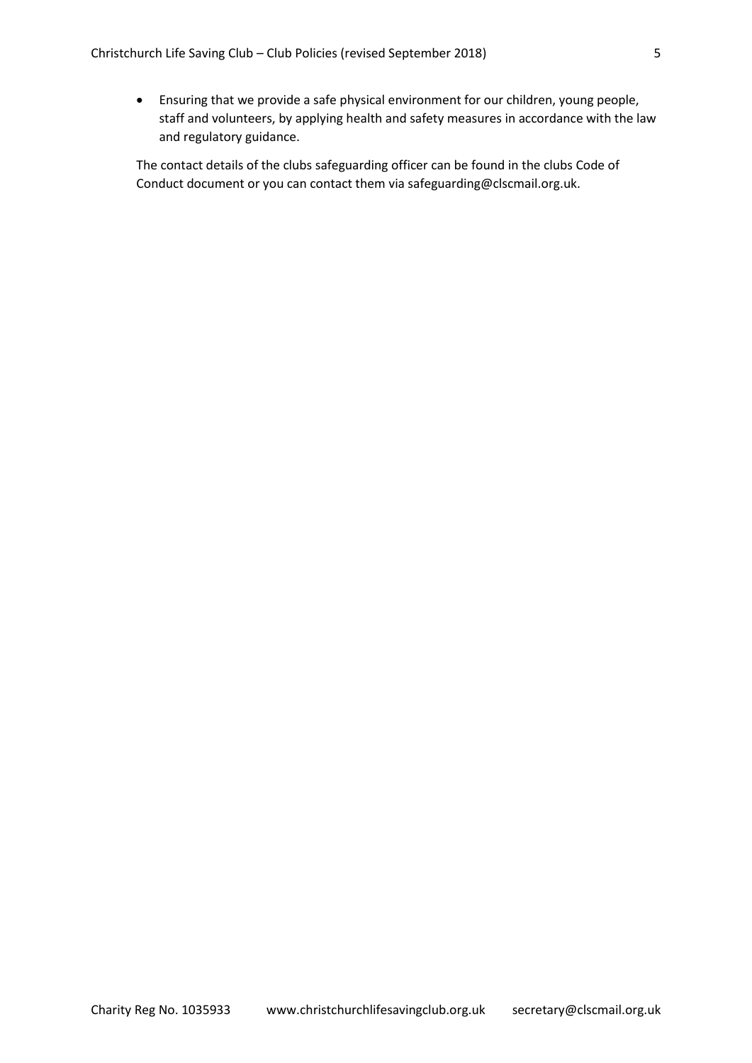- Ensuring that we provide a safe physical environment for our children, young people, staff and volunteers, by applying health and safety measures in accordance with the law and regulatory guidance.

The contact details of the clubs safeguarding officer can be found in the clubs Code of Conduct document or you can contact them via safeguarding@clscmail.org.uk.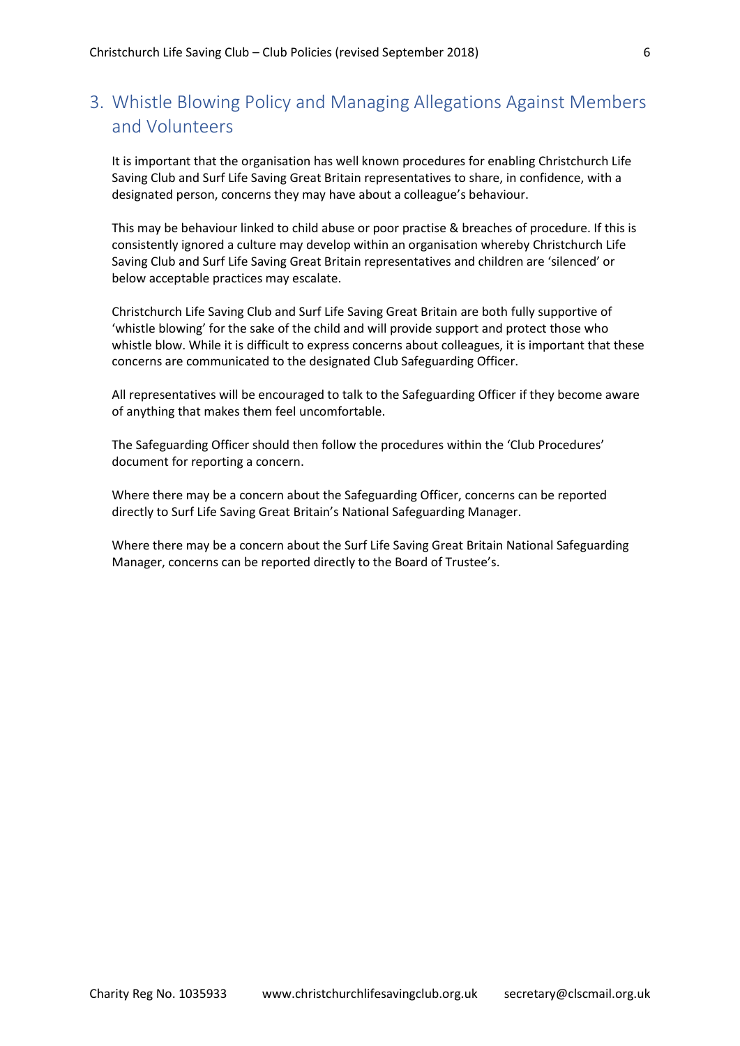## 3. Whistle Blowing Policy and Managing Allegations Against Members and Volunteers

It is important that the organisation has well known procedures for enabling Christchurch Life Saving Club and Surf Life Saving Great Britain representatives to share, in confidence, with a designated person, concerns they may have about a colleague's behaviour.

This may be behaviour linked to child abuse or poor practise & breaches of procedure. If this is consistently ignored a culture may develop within an organisation whereby Christchurch Life Saving Club and Surf Life Saving Great Britain representatives and children are 'silenced' or below acceptable practices may escalate.

Christchurch Life Saving Club and Surf Life Saving Great Britain are both fully supportive of 'whistle blowing' for the sake of the child and will provide support and protect those who whistle blow. While it is difficult to express concerns about colleagues, it is important that these concerns are communicated to the designated Club Safeguarding Officer.

All representatives will be encouraged to talk to the Safeguarding Officer if they become aware of anything that makes them feel uncomfortable.

The Safeguarding Officer should then follow the procedures within the 'Club Procedures' document for reporting a concern.

Where there may be a concern about the Safeguarding Officer, concerns can be reported directly to Surf Life Saving Great Britain's National Safeguarding Manager.

Where there may be a concern about the Surf Life Saving Great Britain National Safeguarding Manager, concerns can be reported directly to the Board of Trustee's.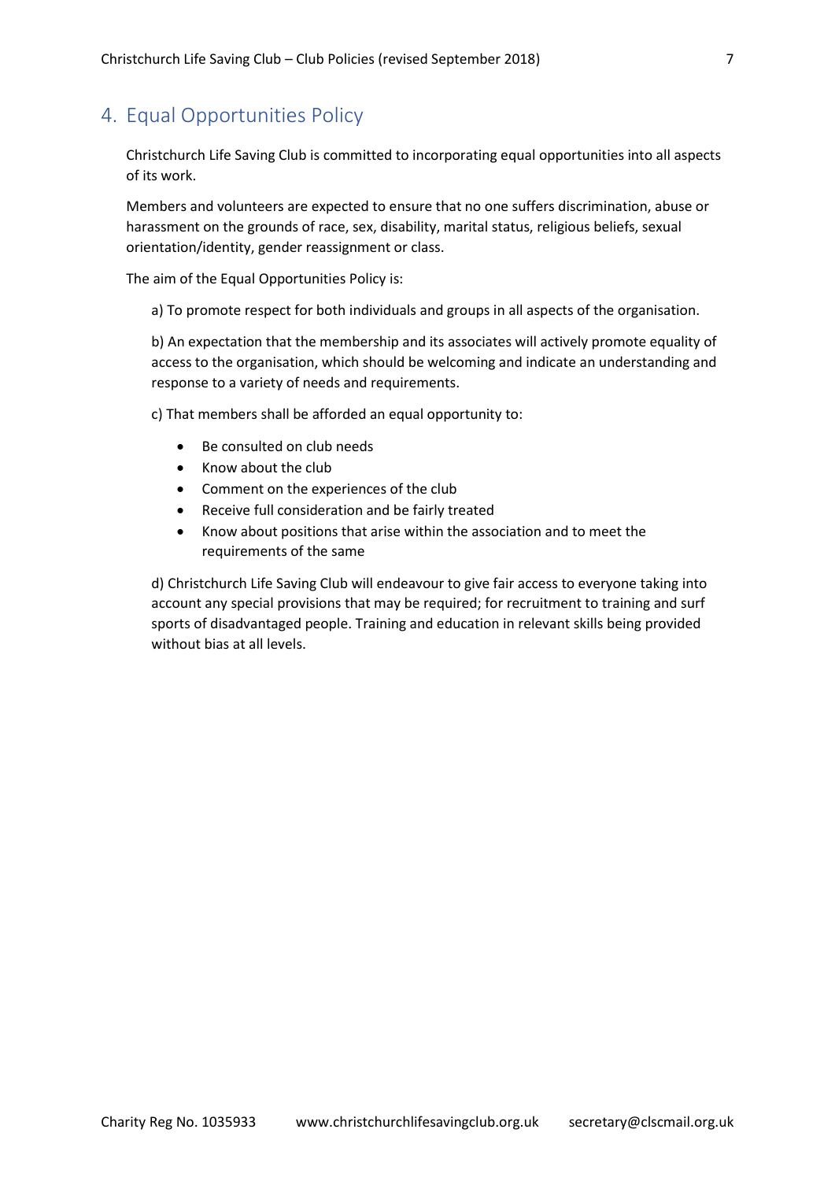## 4. Equal Opportunities Policy

Christchurch Life Saving Club is committed to incorporating equal opportunities into all aspects of its work.

Members and volunteers are expected to ensure that no one suffers discrimination, abuse or harassment on the grounds of race, sex, disability, marital status, religious beliefs, sexual orientation/identity, gender reassignment or class.

The aim of the Equal Opportunities Policy is:

a) To promote respect for both individuals and groups in all aspects of the organisation.

b) An expectation that the membership and its associates will actively promote equality of access to the organisation, which should be welcoming and indicate an understanding and response to a variety of needs and requirements.

c) That members shall be afforded an equal opportunity to:

- Be consulted on club needs
- Know about the club
- Comment on the experiences of the club
- Receive full consideration and be fairly treated
- Know about positions that arise within the association and to meet the requirements of the same

d) Christchurch Life Saving Club will endeavour to give fair access to everyone taking into account any special provisions that may be required; for recruitment to training and surf sports of disadvantaged people. Training and education in relevant skills being provided without bias at all levels.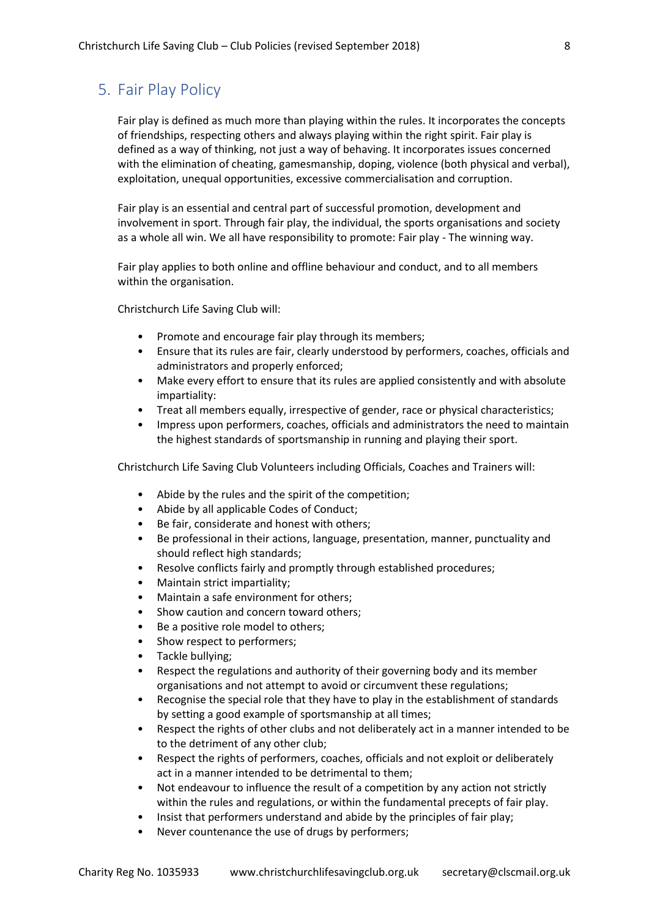## 5. Fair Play Policy

Fair play is defined as much more than playing within the rules. It incorporates the concepts of friendships, respecting others and always playing within the right spirit. Fair play is defined as a way of thinking, not just a way of behaving. It incorporates issues concerned with the elimination of cheating, gamesmanship, doping, violence (both physical and verbal), exploitation, unequal opportunities, excessive commercialisation and corruption.

Fair play is an essential and central part of successful promotion, development and involvement in sport. Through fair play, the individual, the sports organisations and society as a whole all win. We all have responsibility to promote: Fair play - The winning way.

Fair play applies to both online and offline behaviour and conduct, and to all members within the organisation.

Christchurch Life Saving Club will:

- Promote and encourage fair play through its members;
- Ensure that its rules are fair, clearly understood by performers, coaches, officials and administrators and properly enforced;
- Make every effort to ensure that its rules are applied consistently and with absolute impartiality:
- Treat all members equally, irrespective of gender, race or physical characteristics;
- Impress upon performers, coaches, officials and administrators the need to maintain the highest standards of sportsmanship in running and playing their sport.

Christchurch Life Saving Club Volunteers including Officials, Coaches and Trainers will:

- Abide by the rules and the spirit of the competition;
- Abide by all applicable Codes of Conduct;
- Be fair, considerate and honest with others;
- Be professional in their actions, language, presentation, manner, punctuality and should reflect high standards;
- Resolve conflicts fairly and promptly through established procedures;
- Maintain strict impartiality;
- Maintain a safe environment for others;
- Show caution and concern toward others;
- Be a positive role model to others;
- Show respect to performers;
- Tackle bullying;
- Respect the regulations and authority of their governing body and its member organisations and not attempt to avoid or circumvent these regulations;
- Recognise the special role that they have to play in the establishment of standards by setting a good example of sportsmanship at all times;
- Respect the rights of other clubs and not deliberately act in a manner intended to be to the detriment of any other club;
- Respect the rights of performers, coaches, officials and not exploit or deliberately act in a manner intended to be detrimental to them;
- Not endeavour to influence the result of a competition by any action not strictly within the rules and regulations, or within the fundamental precepts of fair play.
- Insist that performers understand and abide by the principles of fair play;
- Never countenance the use of drugs by performers;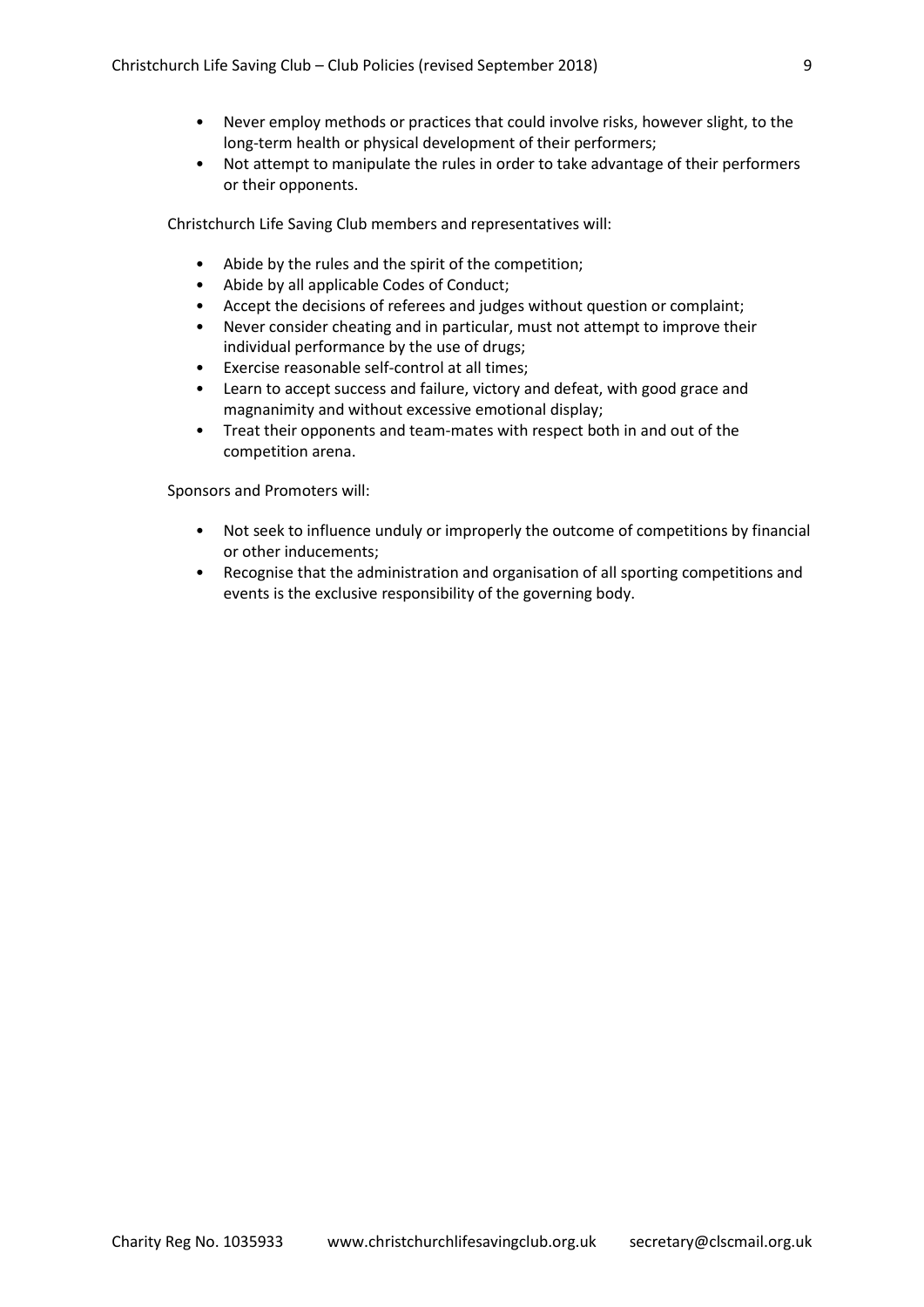- Never employ methods or practices that could involve risks, however slight, to the long-term health or physical development of their performers;
- Not attempt to manipulate the rules in order to take advantage of their performers or their opponents.

Christchurch Life Saving Club members and representatives will:

- Abide by the rules and the spirit of the competition;
- Abide by all applicable Codes of Conduct;
- Accept the decisions of referees and judges without question or complaint;
- Never consider cheating and in particular, must not attempt to improve their individual performance by the use of drugs;
- Exercise reasonable self-control at all times;
- Learn to accept success and failure, victory and defeat, with good grace and magnanimity and without excessive emotional display;
- Treat their opponents and team-mates with respect both in and out of the competition arena.

Sponsors and Promoters will:

- Not seek to influence unduly or improperly the outcome of competitions by financial or other inducements;
- Recognise that the administration and organisation of all sporting competitions and events is the exclusive responsibility of the governing body.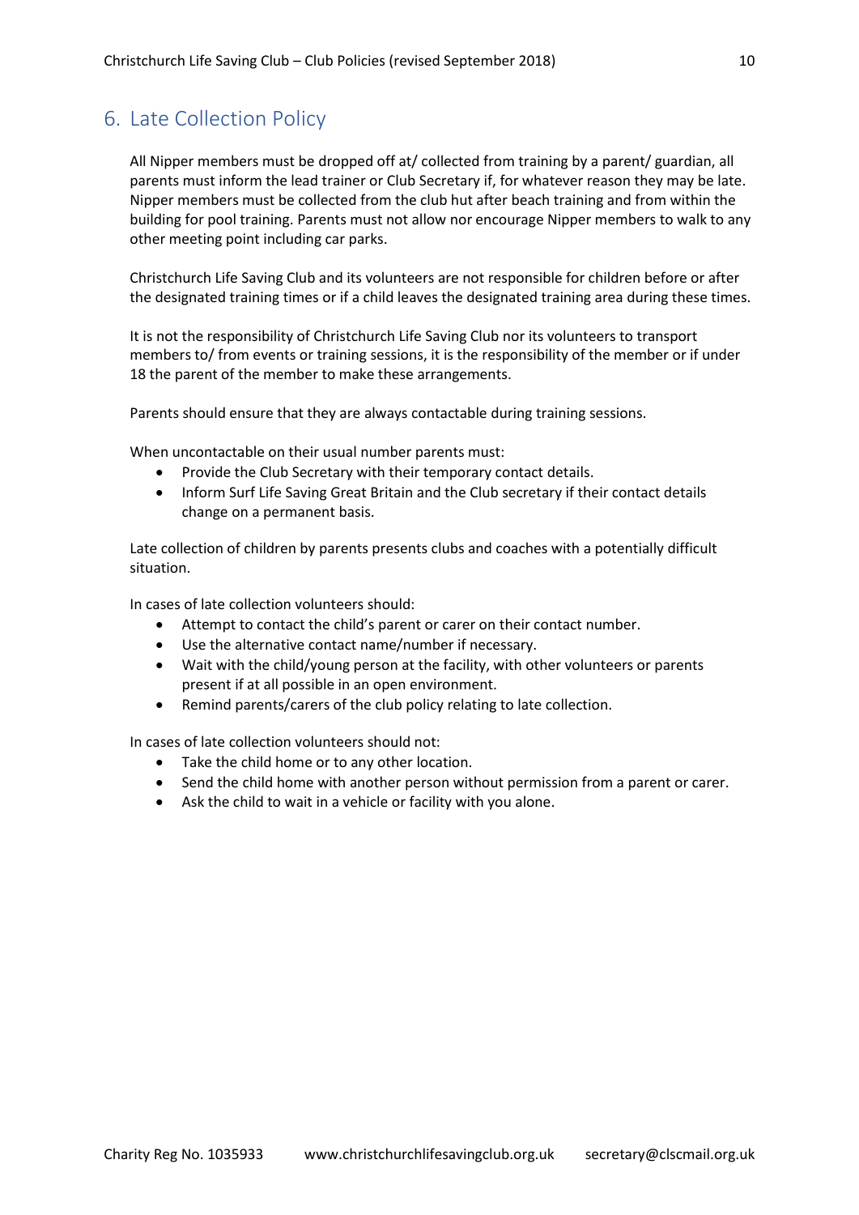## 6. Late Collection Policy

All Nipper members must be dropped off at/ collected from training by a parent/ guardian, all parents must inform the lead trainer or Club Secretary if, for whatever reason they may be late. Nipper members must be collected from the club hut after beach training and from within the building for pool training. Parents must not allow nor encourage Nipper members to walk to any other meeting point including car parks.

Christchurch Life Saving Club and its volunteers are not responsible for children before or after the designated training times or if a child leaves the designated training area during these times.

It is not the responsibility of Christchurch Life Saving Club nor its volunteers to transport members to/ from events or training sessions, it is the responsibility of the member or if under 18 the parent of the member to make these arrangements.

Parents should ensure that they are always contactable during training sessions.

When uncontactable on their usual number parents must:

- Provide the Club Secretary with their temporary contact details.
- Inform Surf Life Saving Great Britain and the Club secretary if their contact details change on a permanent basis.

Late collection of children by parents presents clubs and coaches with a potentially difficult situation.

In cases of late collection volunteers should:

- Attempt to contact the child's parent or carer on their contact number.
- Use the alternative contact name/number if necessary.
- Wait with the child/young person at the facility, with other volunteers or parents present if at all possible in an open environment.
- Remind parents/carers of the club policy relating to late collection.

In cases of late collection volunteers should not:

- Take the child home or to any other location.
- Send the child home with another person without permission from a parent or carer.
- Ask the child to wait in a vehicle or facility with you alone.